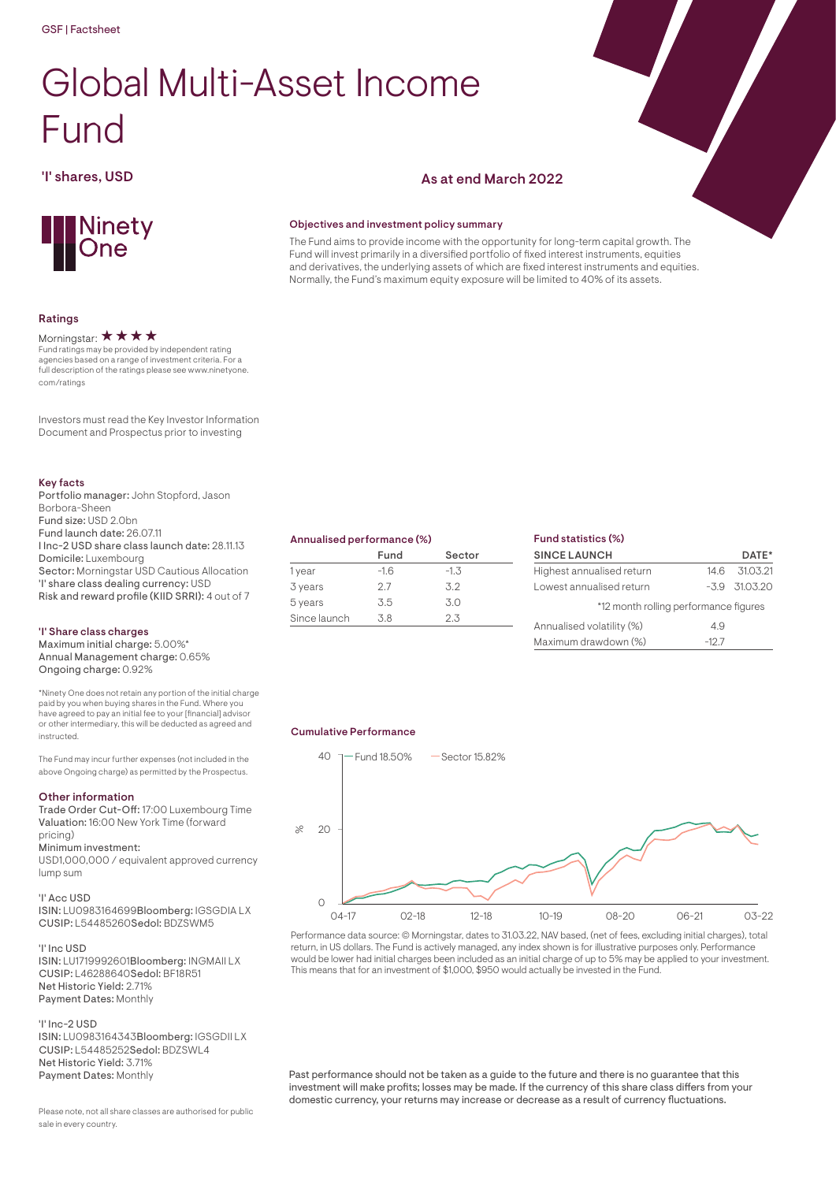GSF | Factsheet

# Global Multi-Asset Income Fund

## 'I' shares, USD

As at end March 2022

### Objectives and investment policy summary

The Fund aims to provide income with the opportunity for long-term capital growth. The Fund will invest primarily in a diversified portfolio of fixed interest instruments, equities and derivatives, the underlying assets of which are fixed interest instruments and equities. Normally, the Fund's maximum equity exposure will be limited to 40% of its assets.

### Ratings

Morningstar: ★★★★

Fund ratings may be provided by independent rating agencies based on a range of investment criteria. For a full description of the ratings please see www.ninetyone.com/ratings

Investors must read the Key Investor Information Document and Prospectus prior to investing

### Key facts

**Portfolio manager:** John Stopford, Jason Borbora-Sheen
**Fund size:** USD 2.0bn
**Fund launch date:** 26.07.11
**I Inc-2 USD share class launch date:** 28.11.13
**Domicile:** Luxembourg
**Sector:** Morningstar USD Cautious Allocation
**'I' share class dealing currency:** USD
**Risk and reward profile (KIID SRRI):** 4 out of 7

### 'I' Share class charges

**Maximum initial charge:** 5.00%*
**Annual Management charge:** 0.65%
**Ongoing charge:** 0.92%

*Ninety One does not retain any portion of the initial charge paid by you when buying shares in the Fund. Where you have agreed to pay an initial fee to your [financial] advisor or other intermediary, this will be deducted as agreed and instructed.

The Fund may incur further expenses (not included in the above Ongoing charge) as permitted by the Prospectus.

### Other information

**Trade Order Cut-Off:** 17:00 Luxembourg Time
**Valuation:** 16:00 New York Time (forward pricing)
**Minimum investment:**
USD1,000,000 / equivalent approved currency lump sum

'I' Acc USD
**ISIN:** LU0983164699 **Bloomberg:** IGSGDIA LX
**CUSIP:** L54485260 **Sedol:** BDZSWM5

'I' Inc USD
**ISIN:** LU1719992601 **Bloomberg:** INGMAII LX
**CUSIP:** L46288640 **Sedol:** BF18R51
**Net Historic Yield:** 2.71%
**Payment Dates:** Monthly

'I' Inc-2 USD
**ISIN:** LU0983164343 **Bloomberg:** IGSGDII LX
**CUSIP:** L54485252 **Sedol:** BDZSWL4
**Net Historic Yield:** 3.71%
**Payment Dates:** Monthly

Please note, not all share classes are authorised for public sale in every country.

### Annualised performance (%)

| | Fund | Sector |
|---|---|---|
| 1 year | -1.6 | -1.3 |
| 3 years | 2.7 | 3.2 |
| 5 years | 3.5 | 3.0 |
| Since launch | 3.8 | 2.3 |

### Fund statistics (%)

| SINCE LAUNCH | | DATE* |
|---|---|---|
| Highest annualised return | 14.6 | 31.03.21 |
| Lowest annualised return | -3.9 | 31.03.20 |

*12 month rolling performance figures

| | |
|---|---|
| Annualised volatility (%) | 4.9 |
| Maximum drawdown (%) | -12.7 |

### Cumulative Performance

Fund 18.50% — Sector 15.82%

Performance data source: © Morningstar, dates to 31.03.22, NAV based, (net of fees, excluding initial charges), total return, in US dollars. The Fund is actively managed, any index shown is for illustrative purposes only. Performance would be lower had initial charges been included as an initial charge of up to 5% may be applied to your investment. This means that for an investment of $1,000, $950 would actually be invested in the Fund.

Past performance should not be taken as a guide to the future and there is no guarantee that this investment will make profits; losses may be made. If the currency of this share class differs from your domestic currency, your returns may increase or decrease as a result of currency fluctuations.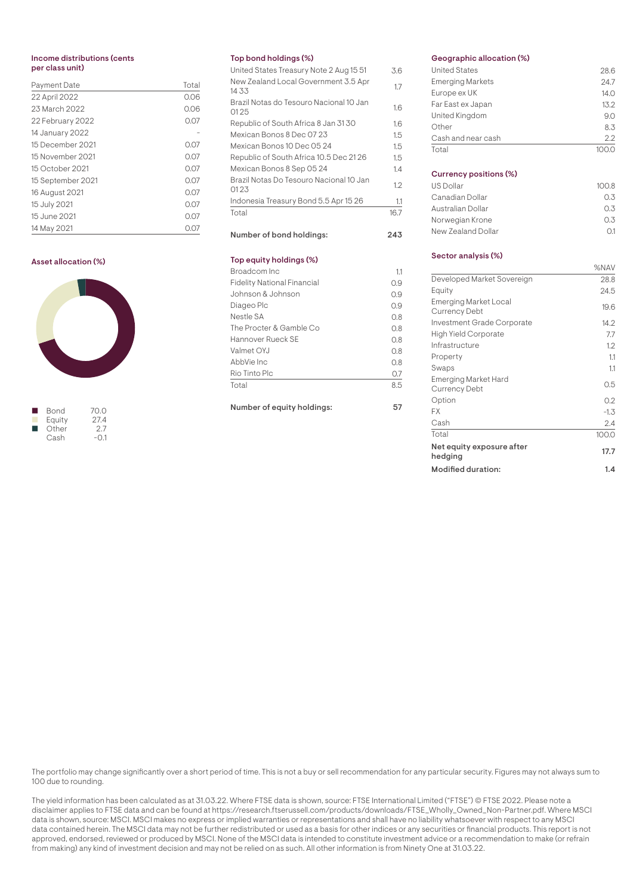### Income distributions (cents per class unit)

| Payment Date | Total |
|---|---|
| 22 April 2022 | 0.06 |
| 23 March 2022 | 0.06 |
| 22 February 2022 | 0.07 |
| 14 January 2022 | - |
| 15 December 2021 | 0.07 |
| 15 November 2021 | 0.07 |
| 15 October 2021 | 0.07 |
| 15 September 2021 | 0.07 |
| 16 August 2021 | 0.07 |
| 15 July 2021 | 0.07 |
| 15 June 2021 | 0.07 |
| 14 May 2021 | 0.07 |

### Asset allocation (%)

| | |
|---|---|
| Bond | 70.0 |
| Equity | 27.4 |
| Other | 2.7 |
| Cash | -0.1 |

### Top bond holdings (%)

| | |
|---|---|
| United States Treasury Note 2 Aug 15 51 | 3.6 |
| New Zealand Local Government 3.5 Apr 14 33 | 1.7 |
| Brazil Notas do Tesouro Nacional 10 Jan 01 25 | 1.6 |
| Republic of South Africa 8 Jan 31 30 | 1.6 |
| Mexican Bonos 8 Dec 07 23 | 1.5 |
| Mexican Bonos 10 Dec 05 24 | 1.5 |
| Republic of South Africa 10.5 Dec 21 26 | 1.5 |
| Mexican Bonos 8 Sep 05 24 | 1.4 |
| Brazil Notas Do Tesouro Nacional 10 Jan 01 23 | 1.2 |
| Indonesia Treasury Bond 5.5 Apr 15 26 | 1.1 |
| Total | 16.7 |

**Number of bond holdings: 243**

### Top equity holdings (%)

| | |
|---|---|
| Broadcom Inc | 1.1 |
| Fidelity National Financial | 0.9 |
| Johnson & Johnson | 0.9 |
| Diageo Plc | 0.9 |
| Nestle SA | 0.8 |
| The Procter & Gamble Co | 0.8 |
| Hannover Rueck SE | 0.8 |
| Valmet OYJ | 0.8 |
| AbbVie Inc | 0.8 |
| Rio Tinto Plc | 0.7 |
| Total | 8.5 |

**Number of equity holdings: 57**

### Geographic allocation (%)

| | |
|---|---|
| United States | 28.6 |
| Emerging Markets | 24.7 |
| Europe ex UK | 14.0 |
| Far East ex Japan | 13.2 |
| United Kingdom | 9.0 |
| Other | 8.3 |
| Cash and near cash | 2.2 |
| Total | 100.0 |

### Currency positions (%)

| | |
|---|---|
| US Dollar | 100.8 |
| Canadian Dollar | 0.3 |
| Australian Dollar | 0.3 |
| Norwegian Krone | 0.3 |
| New Zealand Dollar | 0.1 |

### Sector analysis (%)

| | %NAV |
|---|---|
| Developed Market Sovereign | 28.8 |
| Equity | 24.5 |
| Emerging Market Local Currency Debt | 19.6 |
| Investment Grade Corporate | 14.2 |
| High Yield Corporate | 7.7 |
| Infrastructure | 1.2 |
| Property | 1.1 |
| Swaps | 1.1 |
| Emerging Market Hard Currency Debt | 0.5 |
| Option | 0.2 |
| FX | -1.3 |
| Cash | 2.4 |
| Total | 100.0 |
| **Net equity exposure after hedging** | **17.7** |
| **Modified duration:** | **1.4** |

The portfolio may change significantly over a short period of time. This is not a buy or sell recommendation for any particular security. Figures may not always sum to 100 due to rounding.

The yield information has been calculated as at 31.03.22. Where FTSE data is shown, source: FTSE International Limited ("FTSE") © FTSE 2022. Please note a disclaimer applies to FTSE data and can be found at https://research.ftserussell.com/products/downloads/FTSE_Wholly_Owned_Non-Partner.pdf. Where MSCI data is shown, source: MSCI. MSCI makes no express or implied warranties or representations and shall have no liability whatsoever with respect to any MSCI data contained herein. The MSCI data may not be further redistributed or used as a basis for other indices or any securities or financial products. This report is not approved, endorsed, reviewed or produced by MSCI. None of the MSCI data is intended to constitute investment advice or a recommendation to make (or refrain from making) any kind of investment decision and may not be relied on as such. All other information is from Ninety One at 31.03.22.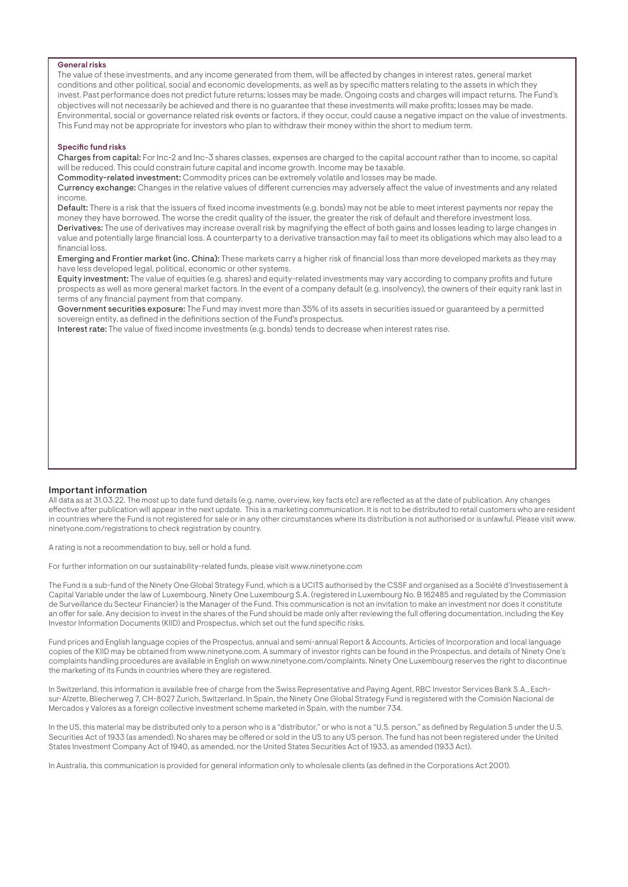### General risks

The value of these investments, and any income generated from them, will be affected by changes in interest rates, general market conditions and other political, social and economic developments, as well as by specific matters relating to the assets in which they invest. Past performance does not predict future returns; losses may be made. Ongoing costs and charges will impact returns. The Fund's objectives will not necessarily be achieved and there is no guarantee that these investments will make profits; losses may be made. Environmental, social or governance related risk events or factors, if they occur, could cause a negative impact on the value of investments. This Fund may not be appropriate for investors who plan to withdraw their money within the short to medium term.

### Specific fund risks

**Charges from capital:** For Inc-2 and Inc-3 shares classes, expenses are charged to the capital account rather than to income, so capital will be reduced. This could constrain future capital and income growth. Income may be taxable.

**Commodity-related investment:** Commodity prices can be extremely volatile and losses may be made.

**Currency exchange:** Changes in the relative values of different currencies may adversely affect the value of investments and any related income.

**Default:** There is a risk that the issuers of fixed income investments (e.g. bonds) may not be able to meet interest payments nor repay the money they have borrowed. The worse the credit quality of the issuer, the greater the risk of default and therefore investment loss.

**Derivatives:** The use of derivatives may increase overall risk by magnifying the effect of both gains and losses leading to large changes in value and potentially large financial loss. A counterparty to a derivative transaction may fail to meet its obligations which may also lead to a financial loss.

**Emerging and Frontier market (inc. China):** These markets carry a higher risk of financial loss than more developed markets as they may have less developed legal, political, economic or other systems.

**Equity investment:** The value of equities (e.g. shares) and equity-related investments may vary according to company profits and future prospects as well as more general market factors. In the event of a company default (e.g. insolvency), the owners of their equity rank last in terms of any financial payment from that company.

**Government securities exposure:** The Fund may invest more than 35% of its assets in securities issued or guaranteed by a permitted sovereign entity, as defined in the definitions section of the Fund's prospectus.

**Interest rate:** The value of fixed income investments (e.g. bonds) tends to decrease when interest rates rise.

## Important information

All data as at 31.03.22. The most up to date fund details (e.g. name, overview, key facts etc) are reflected as at the date of publication. Any changes effective after publication will appear in the next update. This is a marketing communication. It is not to be distributed to retail customers who are resident in countries where the Fund is not registered for sale or in any other circumstances where its distribution is not authorised or is unlawful. Please visit www.ninetyone.com/registrations to check registration by country.

A rating is not a recommendation to buy, sell or hold a fund.

For further information on our sustainability-related funds, please visit www.ninetyone.com

The Fund is a sub-fund of the Ninety One Global Strategy Fund, which is a UCITS authorised by the CSSF and organised as a Société d'Investissement à Capital Variable under the law of Luxembourg. Ninety One Luxembourg S.A. (registered in Luxembourg No. B 162485 and regulated by the Commission de Surveillance du Secteur Financier) is the Manager of the Fund. This communication is not an invitation to make an investment nor does it constitute an offer for sale. Any decision to invest in the shares of the Fund should be made only after reviewing the full offering documentation, including the Key Investor Information Documents (KIID) and Prospectus, which set out the fund specific risks.

Fund prices and English language copies of the Prospectus, annual and semi-annual Report & Accounts, Articles of Incorporation and local language copies of the KIID may be obtained from www.ninetyone.com. A summary of investor rights can be found in the Prospectus, and details of Ninety One's complaints handling procedures are available in English on www.ninetyone.com/complaints. Ninety One Luxembourg reserves the right to discontinue the marketing of its Funds in countries where they are registered.

In Switzerland, this information is available free of charge from the Swiss Representative and Paying Agent, RBC Investor Services Bank S.A., Esch-sur-Alzette, Bliecherweg 7, CH-8027 Zurich, Switzerland. In Spain, the Ninety One Global Strategy Fund is registered with the Comisión Nacional de Mercados y Valores as a foreign collective investment scheme marketed in Spain, with the number 734.

In the US, this material may be distributed only to a person who is a "distributor," or who is not a "U.S. person," as defined by Regulation S under the U.S. Securities Act of 1933 (as amended). No shares may be offered or sold in the US to any US person. The fund has not been registered under the United States Investment Company Act of 1940, as amended, nor the United States Securities Act of 1933, as amended (1933 Act).

In Australia, this communication is provided for general information only to wholesale clients (as defined in the Corporations Act 2001).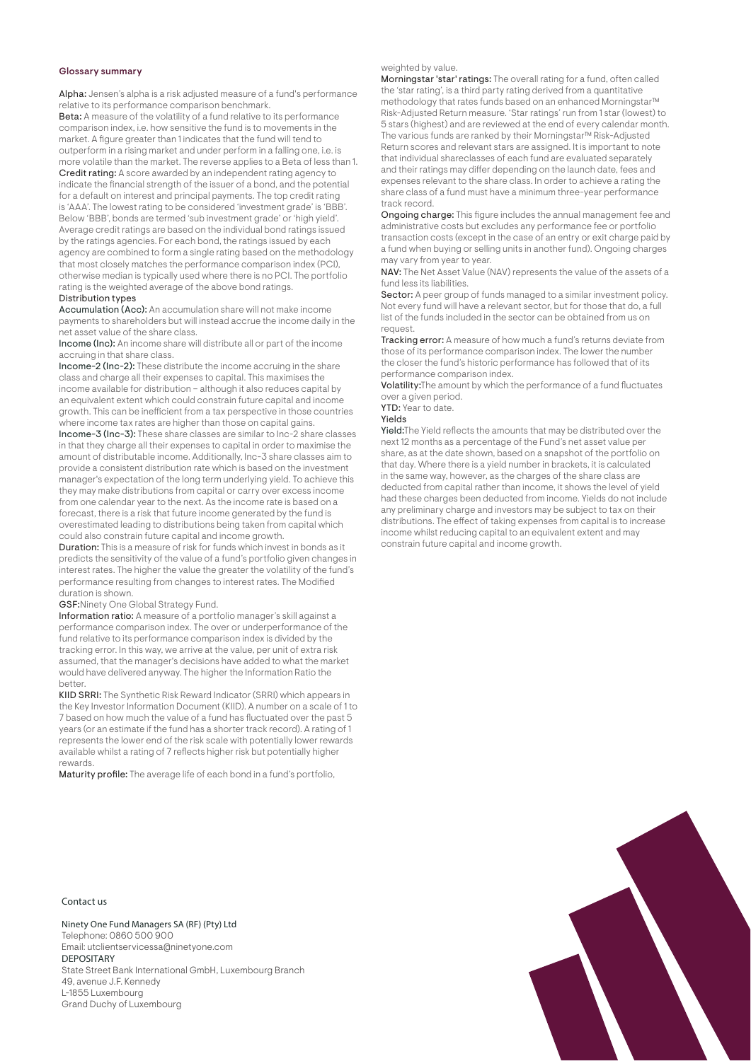## Glossary summary

**Alpha:** Jensen's alpha is a risk adjusted measure of a fund's performance relative to its performance comparison benchmark.

**Beta:** A measure of the volatility of a fund relative to its performance comparison index, i.e. how sensitive the fund is to movements in the market. A figure greater than 1 indicates that the fund will tend to outperform in a rising market and under perform in a falling one, i.e. is more volatile than the market. The reverse applies to a Beta of less than 1.

**Credit rating:** A score awarded by an independent rating agency to indicate the financial strength of the issuer of a bond, and the potential for a default on interest and principal payments. The top credit rating is 'AAA'. The lowest rating to be considered 'investment grade' is 'BBB'. Below 'BBB', bonds are termed 'sub investment grade' or 'high yield'. Average credit ratings are based on the individual bond ratings issued by the ratings agencies. For each bond, the ratings issued by each agency are combined to form a single rating based on the methodology that most closely matches the performance comparison index (PCI), otherwise median is typically used where there is no PCI. The portfolio rating is the weighted average of the above bond ratings.

### Distribution types

**Accumulation (Acc):** An accumulation share will not make income payments to shareholders but will instead accrue the income daily in the net asset value of the share class.

**Income (Inc):** An income share will distribute all or part of the income accruing in that share class.

**Income-2 (Inc-2):** These distribute the income accruing in the share class and charge all their expenses to capital. This maximises the income available for distribution – although it also reduces capital by an equivalent extent which could constrain future capital and income growth. This can be inefficient from a tax perspective in those countries where income tax rates are higher than those on capital gains.

**Income-3 (Inc-3):** These share classes are similar to Inc-2 share classes in that they charge all their expenses to capital in order to maximise the amount of distributable income. Additionally, Inc-3 share classes aim to provide a consistent distribution rate which is based on the investment manager's expectation of the long term underlying yield. To achieve this they may make distributions from capital or carry over excess income from one calendar year to the next. As the income rate is based on a forecast, there is a risk that future income generated by the fund is overestimated leading to distributions being taken from capital which could also constrain future capital and income growth.

**Duration:** This is a measure of risk for funds which invest in bonds as it predicts the sensitivity of the value of a fund's portfolio given changes in interest rates. The higher the value the greater the volatility of the fund's performance resulting from changes to interest rates. The Modified duration is shown.

**GSF:** Ninety One Global Strategy Fund.

**Information ratio:** A measure of a portfolio manager's skill against a performance comparison index. The over or underperformance of the fund relative to its performance comparison index is divided by the tracking error. In this way, we arrive at the value, per unit of extra risk assumed, that the manager's decisions have added to what the market would have delivered anyway. The higher the Information Ratio the better.

**KIID SRRI:** The Synthetic Risk Reward Indicator (SRRI) which appears in the Key Investor Information Document (KIID). A number on a scale of 1 to 7 based on how much the value of a fund has fluctuated over the past 5 years (or an estimate if the fund has a shorter track record). A rating of 1 represents the lower end of the risk scale with potentially lower rewards available whilst a rating of 7 reflects higher risk but potentially higher rewards.

**Maturity profile:** The average life of each bond in a fund's portfolio, weighted by value.

**Morningstar 'star' ratings:** The overall rating for a fund, often called the 'star rating', is a third party rating derived from a quantitative methodology that rates funds based on an enhanced Morningstar™ Risk-Adjusted Return measure. 'Star ratings' run from 1 star (lowest) to 5 stars (highest) and are reviewed at the end of every calendar month. The various funds are ranked by their Morningstar™ Risk-Adjusted Return scores and relevant stars are assigned. It is important to note that individual shareclasses of each fund are evaluated separately and their ratings may differ depending on the launch date, fees and expenses relevant to the share class. In order to achieve a rating the share class of a fund must have a minimum three-year performance track record.

**Ongoing charge:** This figure includes the annual management fee and administrative costs but excludes any performance fee or portfolio transaction costs (except in the case of an entry or exit charge paid by a fund when buying or selling units in another fund). Ongoing charges may vary from year to year.

**NAV:** The Net Asset Value (NAV) represents the value of the assets of a fund less its liabilities.

**Sector:** A peer group of funds managed to a similar investment policy. Not every fund will have a relevant sector, but for those that do, a full list of the funds included in the sector can be obtained from us on request.

**Tracking error:** A measure of how much a fund's returns deviate from those of its performance comparison index. The lower the number the closer the fund's historic performance has followed that of its performance comparison index.

**Volatility:** The amount by which the performance of a fund fluctuates over a given period.

**YTD:** Year to date.

### Yields

**Yield:** The Yield reflects the amounts that may be distributed over the next 12 months as a percentage of the Fund's net asset value per share, as at the date shown, based on a snapshot of the portfolio on that day. Where there is a yield number in brackets, it is calculated in the same way, however, as the charges of the share class are deducted from capital rather than income, it shows the level of yield had these charges been deducted from income. Yields do not include any preliminary charge and investors may be subject to tax on their distributions. The effect of taking expenses from capital is to increase income whilst reducing capital to an equivalent extent and may constrain future capital and income growth.

Contact us

Ninety One Fund Managers SA (RF) (Pty) Ltd
Telephone: 0860 500 900
Email: utclientservicessa@ninetyone.com

DEPOSITARY
State Street Bank International GmbH, Luxembourg Branch
49, avenue J.F. Kennedy
L-1855 Luxembourg
Grand Duchy of Luxembourg